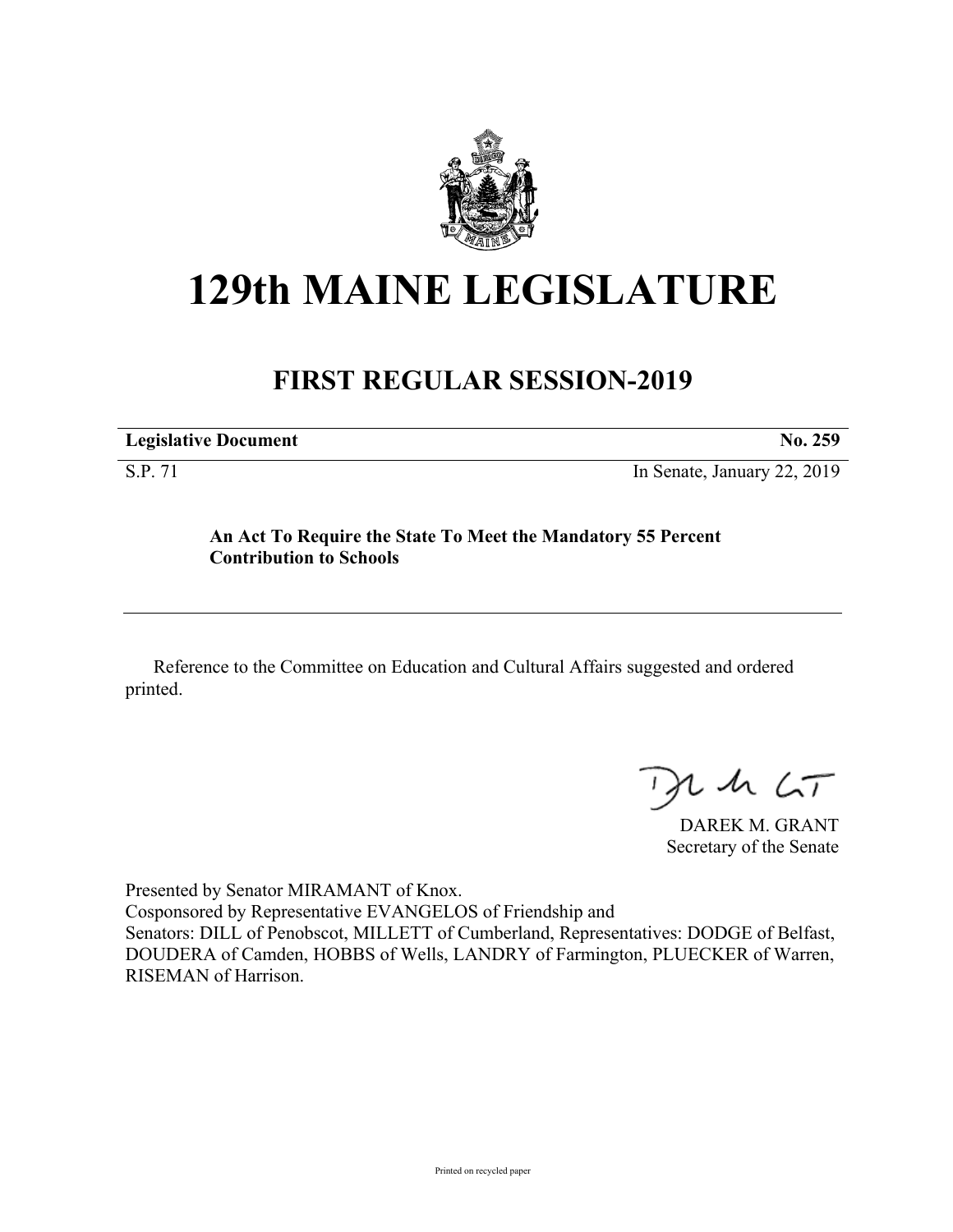# 129th MAINE LEGISLATURE

## FIRST REGULAR SESSION-2019

| **Legislative Document** | **No. 259** |
|---|---|
| S.P. 71 | In Senate, January 22, 2019 |

**An Act To Require the State To Meet the Mandatory 55 Percent Contribution to Schools**

Reference to the Committee on Education and Cultural Affairs suggested and ordered printed.

DAREK M. GRANT
Secretary of the Senate

Presented by Senator MIRAMANT of Knox.
Cosponsored by Representative EVANGELOS of Friendship and
Senators: DILL of Penobscot, MILLETT of Cumberland, Representatives: DODGE of Belfast, DOUDERA of Camden, HOBBS of Wells, LANDRY of Farmington, PLUECKER of Warren, RISEMAN of Harrison.

Printed on recycled paper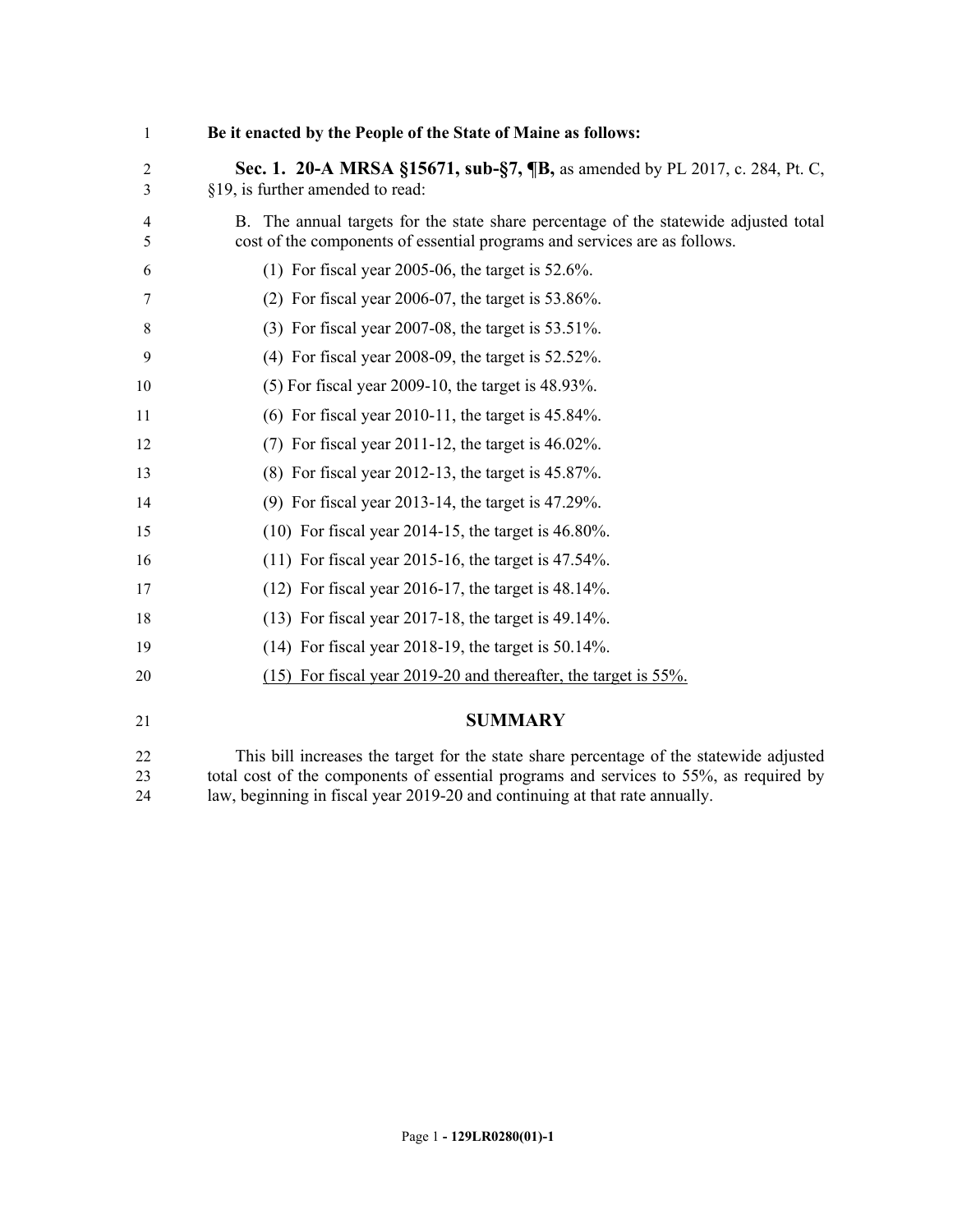**Be it enacted by the People of the State of Maine as follows:**

**Sec. 1. 20-A MRSA §15671, sub-§7, ¶B,** as amended by PL 2017, c. 284, Pt. C, §19, is further amended to read:

B. The annual targets for the state share percentage of the statewide adjusted total cost of the components of essential programs and services are as follows.

(1) For fiscal year 2005-06, the target is 52.6%.

(2) For fiscal year 2006-07, the target is 53.86%.

(3) For fiscal year 2007-08, the target is 53.51%.

(4) For fiscal year 2008-09, the target is 52.52%.

(5) For fiscal year 2009-10, the target is 48.93%.

(6) For fiscal year 2010-11, the target is 45.84%.

(7) For fiscal year 2011-12, the target is 46.02%.

(8) For fiscal year 2012-13, the target is 45.87%.

(9) For fiscal year 2013-14, the target is 47.29%.

(10) For fiscal year 2014-15, the target is 46.80%.

(11) For fiscal year 2015-16, the target is 47.54%.

(12) For fiscal year 2016-17, the target is 48.14%.

(13) For fiscal year 2017-18, the target is 49.14%.

(14) For fiscal year 2018-19, the target is 50.14%.

<u>(15) For fiscal year 2019-20 and thereafter, the target is 55%.</u>

## SUMMARY

This bill increases the target for the state share percentage of the statewide adjusted total cost of the components of essential programs and services to 55%, as required by law, beginning in fiscal year 2019-20 and continuing at that rate annually.